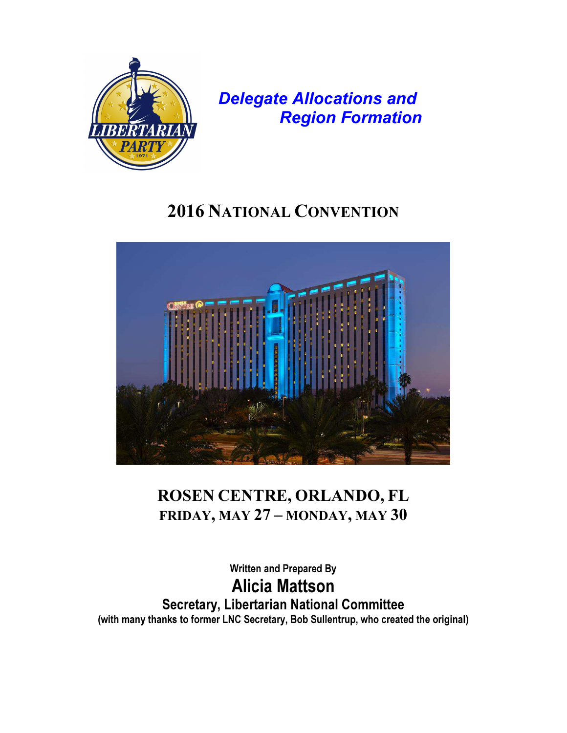# Delegate Allocations and Region Formation

## 2016 National Convention

**ROSEN CENTRE, ORLANDO, FL**

**FRIDAY, MAY 27 – MONDAY, MAY 30**

Written and Prepared By

**Alicia Mattson**

**Secretary, Libertarian National Committee**

**(with many thanks to former LNC Secretary, Bob Sullentrup, who created the original)**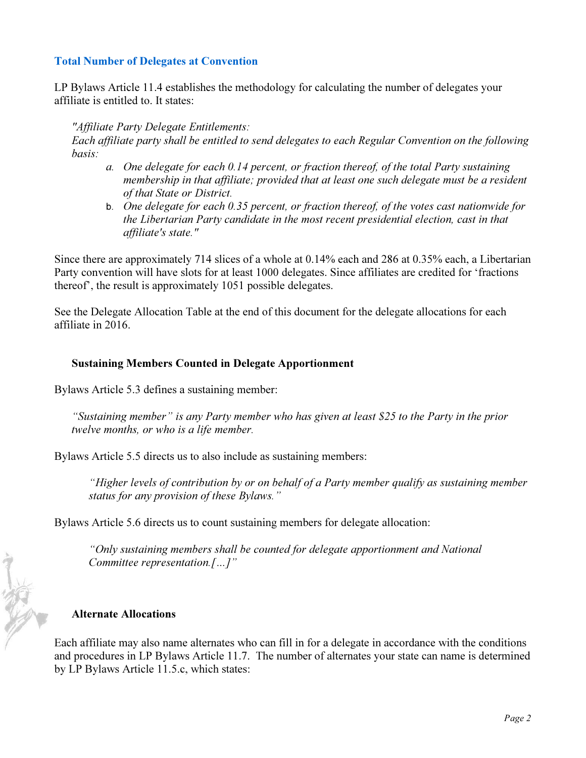## Total Number of Delegates at Convention

LP Bylaws Article 11.4 establishes the methodology for calculating the number of delegates your affiliate is entitled to. It states:

> *"Affiliate Party Delegate Entitlements:*
> *Each affiliate party shall be entitled to send delegates to each Regular Convention on the following basis:*
>
> a. *One delegate for each 0.14 percent, or fraction thereof, of the total Party sustaining membership in that affiliate; provided that at least one such delegate must be a resident of that State or District.*
> b. *One delegate for each 0.35 percent, or fraction thereof, of the votes cast nationwide for the Libertarian Party candidate in the most recent presidential election, cast in that affiliate's state."*

Since there are approximately 714 slices of a whole at 0.14% each and 286 at 0.35% each, a Libertarian Party convention will have slots for at least 1000 delegates. Since affiliates are credited for 'fractions thereof', the result is approximately 1051 possible delegates.

See the Delegate Allocation Table at the end of this document for the delegate allocations for each affiliate in 2016.

### Sustaining Members Counted in Delegate Apportionment

Bylaws Article 5.3 defines a sustaining member:

> *"Sustaining member" is any Party member who has given at least $25 to the Party in the prior twelve months, or who is a life member.*

Bylaws Article 5.5 directs us to also include as sustaining members:

> *"Higher levels of contribution by or on behalf of a Party member qualify as sustaining member status for any provision of these Bylaws."*

Bylaws Article 5.6 directs us to count sustaining members for delegate allocation:

> *"Only sustaining members shall be counted for delegate apportionment and National Committee representation.[…]"*

### Alternate Allocations

Each affiliate may also name alternates who can fill in for a delegate in accordance with the conditions and procedures in LP Bylaws Article 11.7. The number of alternates your state can name is determined by LP Bylaws Article 11.5.c, which states: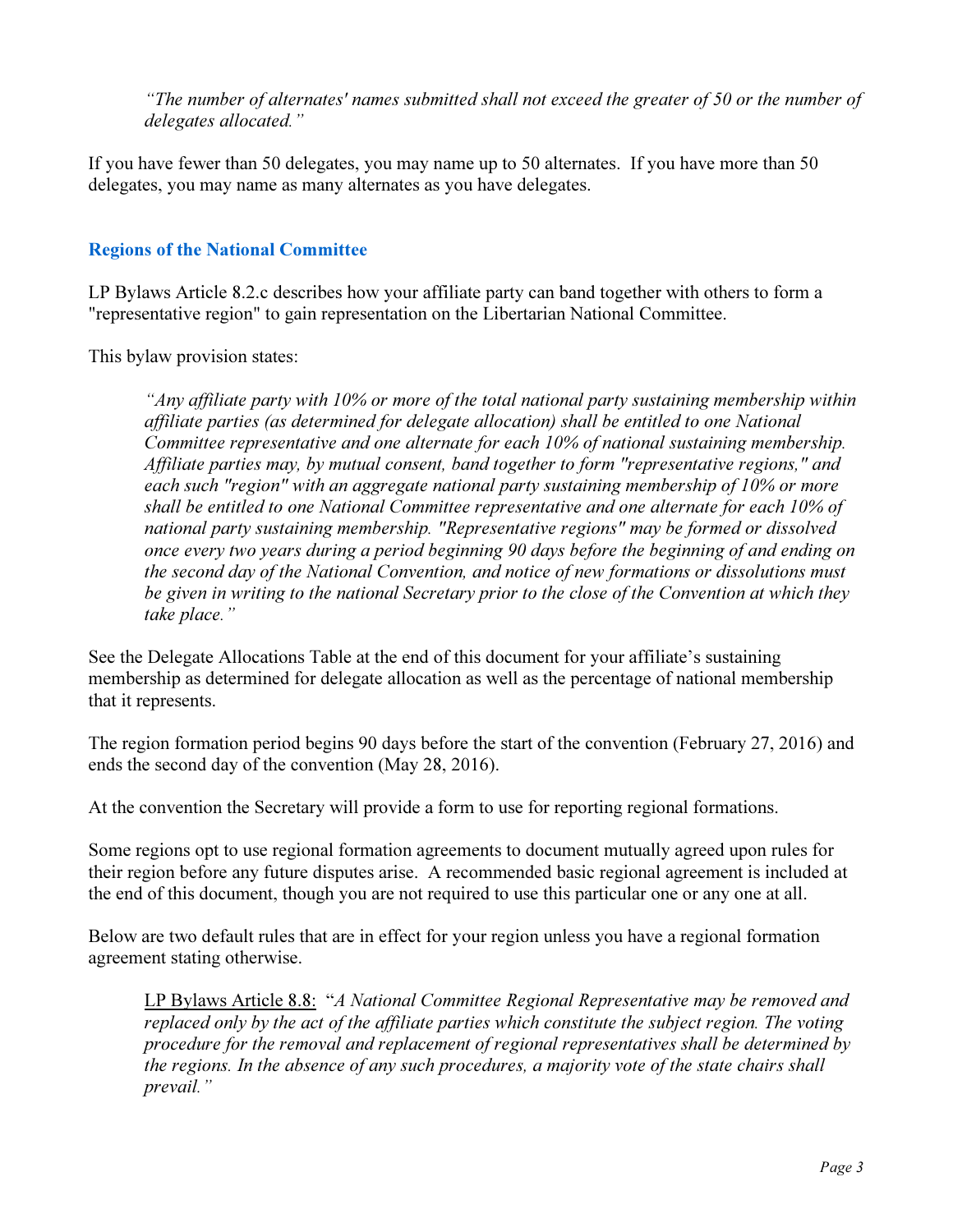> *"The number of alternates' names submitted shall not exceed the greater of 50 or the number of delegates allocated."*

If you have fewer than 50 delegates, you may name up to 50 alternates. If you have more than 50 delegates, you may name as many alternates as you have delegates.

## Regions of the National Committee

LP Bylaws Article 8.2.c describes how your affiliate party can band together with others to form a "representative region" to gain representation on the Libertarian National Committee.

This bylaw provision states:

> *"Any affiliate party with 10% or more of the total national party sustaining membership within affiliate parties (as determined for delegate allocation) shall be entitled to one National Committee representative and one alternate for each 10% of national sustaining membership. Affiliate parties may, by mutual consent, band together to form "representative regions," and each such "region" with an aggregate national party sustaining membership of 10% or more shall be entitled to one National Committee representative and one alternate for each 10% of national party sustaining membership. "Representative regions" may be formed or dissolved once every two years during a period beginning 90 days before the beginning of and ending on the second day of the National Convention, and notice of new formations or dissolutions must be given in writing to the national Secretary prior to the close of the Convention at which they take place."*

See the Delegate Allocations Table at the end of this document for your affiliate's sustaining membership as determined for delegate allocation as well as the percentage of national membership that it represents.

The region formation period begins 90 days before the start of the convention (February 27, 2016) and ends the second day of the convention (May 28, 2016).

At the convention the Secretary will provide a form to use for reporting regional formations.

Some regions opt to use regional formation agreements to document mutually agreed upon rules for their region before any future disputes arise. A recommended basic regional agreement is included at the end of this document, though you are not required to use this particular one or any one at all.

Below are two default rules that are in effect for your region unless you have a regional formation agreement stating otherwise.

> LP Bylaws Article 8.8: "*A National Committee Regional Representative may be removed and replaced only by the act of the affiliate parties which constitute the subject region. The voting procedure for the removal and replacement of regional representatives shall be determined by the regions. In the absence of any such procedures, a majority vote of the state chairs shall prevail.*"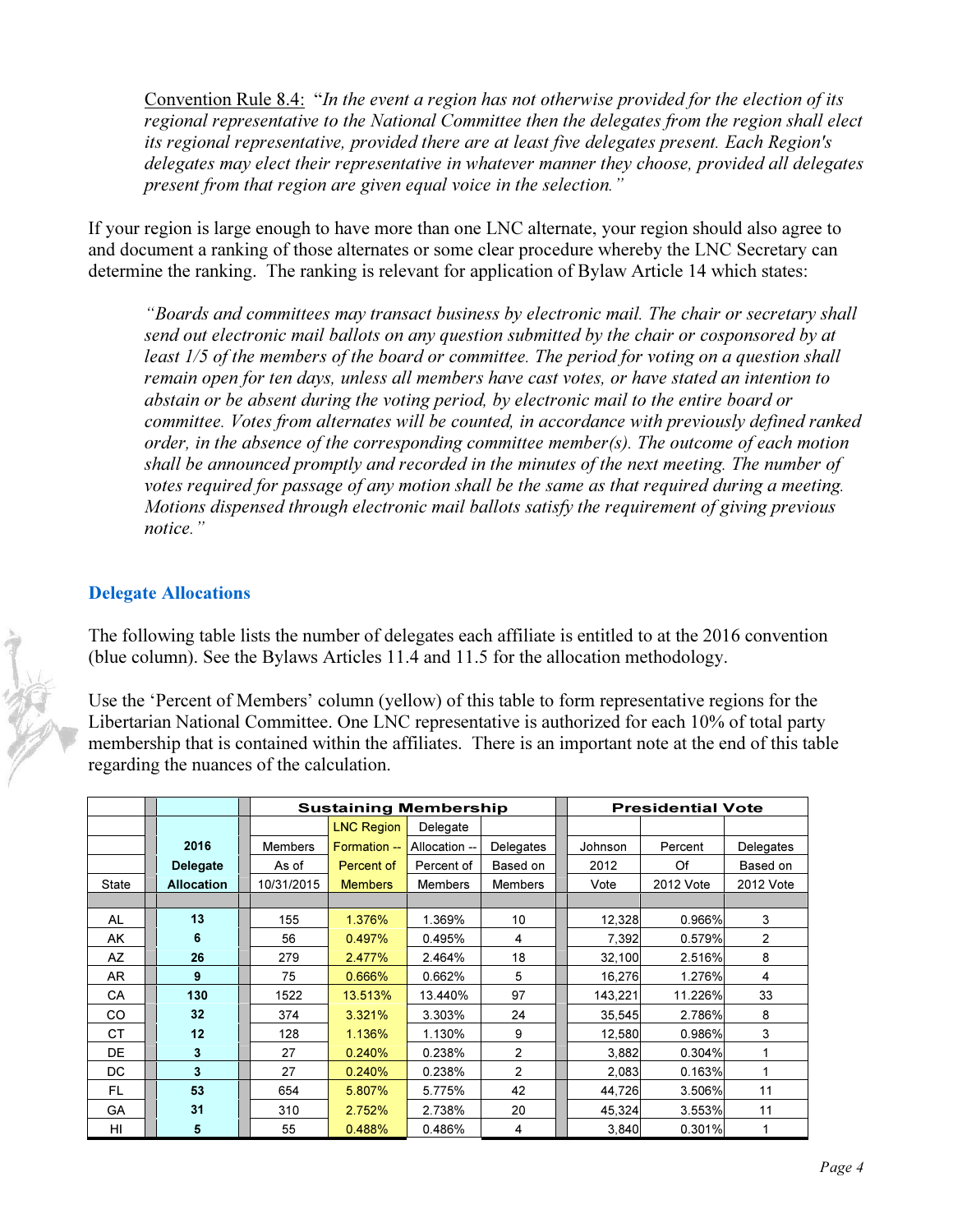Convention Rule 8.4: "*In the event a region has not otherwise provided for the election of its regional representative to the National Committee then the delegates from the region shall elect its regional representative, provided there are at least five delegates present. Each Region's delegates may elect their representative in whatever manner they choose, provided all delegates present from that region are given equal voice in the selection.*"

If your region is large enough to have more than one LNC alternate, your region should also agree to and document a ranking of those alternates or some clear procedure whereby the LNC Secretary can determine the ranking. The ranking is relevant for application of Bylaw Article 14 which states:

*"Boards and committees may transact business by electronic mail. The chair or secretary shall send out electronic mail ballots on any question submitted by the chair or cosponsored by at least 1/5 of the members of the board or committee. The period for voting on a question shall remain open for ten days, unless all members have cast votes, or have stated an intention to abstain or be absent during the voting period, by electronic mail to the entire board or committee. Votes from alternates will be counted, in accordance with previously defined ranked order, in the absence of the corresponding committee member(s). The outcome of each motion shall be announced promptly and recorded in the minutes of the next meeting. The number of votes required for passage of any motion shall be the same as that required during a meeting. Motions dispensed through electronic mail ballots satisfy the requirement of giving previous notice."*

## Delegate Allocations

The following table lists the number of delegates each affiliate is entitled to at the 2016 convention (blue column). See the Bylaws Articles 11.4 and 11.5 for the allocation methodology.

Use the 'Percent of Members' column (yellow) of this table to form representative regions for the Libertarian National Committee. One LNC representative is authorized for each 10% of total party membership that is contained within the affiliates. There is an important note at the end of this table regarding the nuances of the calculation.

| | | Sustaining Membership | | | | Presidential Vote | | |
|---|---|---|---|---|---|---|---|---|
| State | 2016 Delegate Allocation | Members As of 10/31/2015 | LNC Region Formation -- Percent of Members | Delegate Allocation -- Percent of Members | Delegates Based on Members | Johnson 2012 Vote | Percent Of 2012 Vote | Delegates Based on 2012 Vote |
| AL | **13** | 155 | 1.376% | 1.369% | 10 | 12,328 | 0.966% | 3 |
| AK | **6** | 56 | 0.497% | 0.495% | 4 | 7,392 | 0.579% | 2 |
| AZ | **26** | 279 | 2.477% | 2.464% | 18 | 32,100 | 2.516% | 8 |
| AR | **9** | 75 | 0.666% | 0.662% | 5 | 16,276 | 1.276% | 4 |
| CA | **130** | 1522 | 13.513% | 13.440% | 97 | 143,221 | 11.226% | 33 |
| CO | **32** | 374 | 3.321% | 3.303% | 24 | 35,545 | 2.786% | 8 |
| CT | **12** | 128 | 1.136% | 1.130% | 9 | 12,580 | 0.986% | 3 |
| DE | **3** | 27 | 0.240% | 0.238% | 2 | 3,882 | 0.304% | 1 |
| DC | **3** | 27 | 0.240% | 0.238% | 2 | 2,083 | 0.163% | 1 |
| FL | **53** | 654 | 5.807% | 5.775% | 42 | 44,726 | 3.506% | 11 |
| GA | **31** | 310 | 2.752% | 2.738% | 20 | 45,324 | 3.553% | 11 |
| HI | **5** | 55 | 0.488% | 0.486% | 4 | 3,840 | 0.301% | 1 |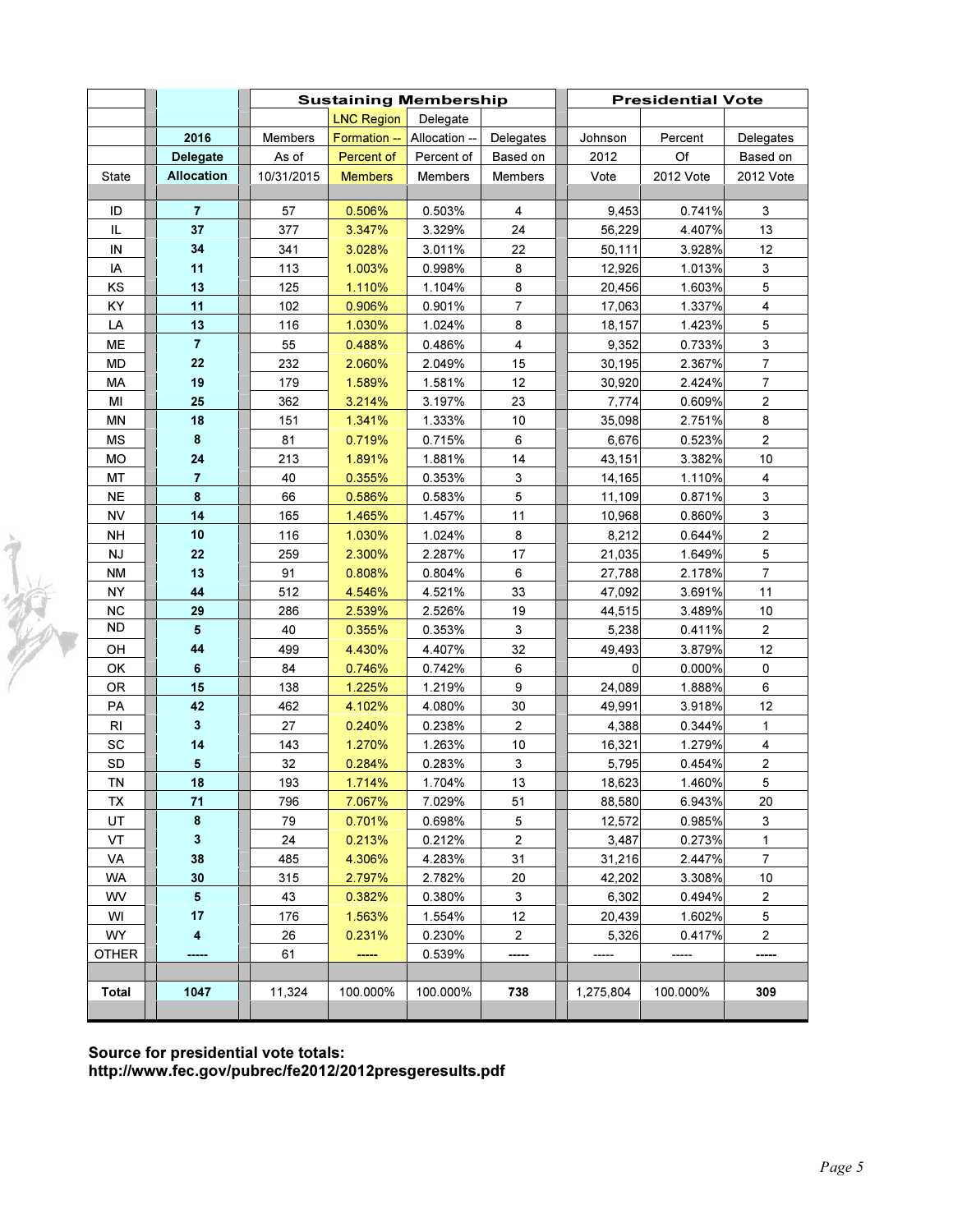| State | 2016 Delegate Allocation | Sustaining Membership | | | | Presidential Vote | | |
|---|---|---|---|---|---|---|---|---|
| | | Members As of 10/31/2015 | LNC Region Formation -- Percent of Members | Delegate Allocation -- Percent of Members | Delegates Based on Members | Johnson 2012 Vote | Percent Of 2012 Vote | Delegates Based on 2012 Vote |
| ID | 7 | 57 | 0.506% | 0.503% | 4 | 9,453 | 0.741% | 3 |
| IL | 37 | 377 | 3.347% | 3.329% | 24 | 56,229 | 4.407% | 13 |
| IN | 34 | 341 | 3.028% | 3.011% | 22 | 50,111 | 3.928% | 12 |
| IA | 11 | 113 | 1.003% | 0.998% | 8 | 12,926 | 1.013% | 3 |
| KS | 13 | 125 | 1.110% | 1.104% | 8 | 20,456 | 1.603% | 5 |
| KY | 11 | 102 | 0.906% | 0.901% | 7 | 17,063 | 1.337% | 4 |
| LA | 13 | 116 | 1.030% | 1.024% | 8 | 18,157 | 1.423% | 5 |
| ME | 7 | 55 | 0.488% | 0.486% | 4 | 9,352 | 0.733% | 3 |
| MD | 22 | 232 | 2.060% | 2.049% | 15 | 30,195 | 2.367% | 7 |
| MA | 19 | 179 | 1.589% | 1.581% | 12 | 30,920 | 2.424% | 7 |
| MI | 25 | 362 | 3.214% | 3.197% | 23 | 7,774 | 0.609% | 2 |
| MN | 18 | 151 | 1.341% | 1.333% | 10 | 35,098 | 2.751% | 8 |
| MS | 8 | 81 | 0.719% | 0.715% | 6 | 6,676 | 0.523% | 2 |
| MO | 24 | 213 | 1.891% | 1.881% | 14 | 43,151 | 3.382% | 10 |
| MT | 7 | 40 | 0.355% | 0.353% | 3 | 14,165 | 1.110% | 4 |
| NE | 8 | 66 | 0.586% | 0.583% | 5 | 11,109 | 0.871% | 3 |
| NV | 14 | 165 | 1.465% | 1.457% | 11 | 10,968 | 0.860% | 3 |
| NH | 10 | 116 | 1.030% | 1.024% | 8 | 8,212 | 0.644% | 2 |
| NJ | 22 | 259 | 2.300% | 2.287% | 17 | 21,035 | 1.649% | 5 |
| NM | 13 | 91 | 0.808% | 0.804% | 6 | 27,788 | 2.178% | 7 |
| NY | 44 | 512 | 4.546% | 4.521% | 33 | 47,092 | 3.691% | 11 |
| NC | 29 | 286 | 2.539% | 2.526% | 19 | 44,515 | 3.489% | 10 |
| ND | 5 | 40 | 0.355% | 0.353% | 3 | 5,238 | 0.411% | 2 |
| OH | 44 | 499 | 4.430% | 4.407% | 32 | 49,493 | 3.879% | 12 |
| OK | 6 | 84 | 0.746% | 0.742% | 6 | 0 | 0.000% | 0 |
| OR | 15 | 138 | 1.225% | 1.219% | 9 | 24,089 | 1.888% | 6 |
| PA | 42 | 462 | 4.102% | 4.080% | 30 | 49,991 | 3.918% | 12 |
| RI | 3 | 27 | 0.240% | 0.238% | 2 | 4,388 | 0.344% | 1 |
| SC | 14 | 143 | 1.270% | 1.263% | 10 | 16,321 | 1.279% | 4 |
| SD | 5 | 32 | 0.284% | 0.283% | 3 | 5,795 | 0.454% | 2 |
| TN | 18 | 193 | 1.714% | 1.704% | 13 | 18,623 | 1.460% | 5 |
| TX | 71 | 796 | 7.067% | 7.029% | 51 | 88,580 | 6.943% | 20 |
| UT | 8 | 79 | 0.701% | 0.698% | 5 | 12,572 | 0.985% | 3 |
| VT | 3 | 24 | 0.213% | 0.212% | 2 | 3,487 | 0.273% | 1 |
| VA | 38 | 485 | 4.306% | 4.283% | 31 | 31,216 | 2.447% | 7 |
| WA | 30 | 315 | 2.797% | 2.782% | 20 | 42,202 | 3.308% | 10 |
| WV | 5 | 43 | 0.382% | 0.380% | 3 | 6,302 | 0.494% | 2 |
| WI | 17 | 176 | 1.563% | 1.554% | 12 | 20,439 | 1.602% | 5 |
| WY | 4 | 26 | 0.231% | 0.230% | 2 | 5,326 | 0.417% | 2 |
| OTHER | ----- | 61 | ----- | 0.539% | ----- | ----- | ----- | ----- |
| **Total** | **1047** | 11,324 | 100.000% | 100.000% | **738** | 1,275,804 | 100.000% | **309** |

**Source for presidential vote totals:**
**http://www.fec.gov/pubrec/fe2012/2012presgeresults.pdf**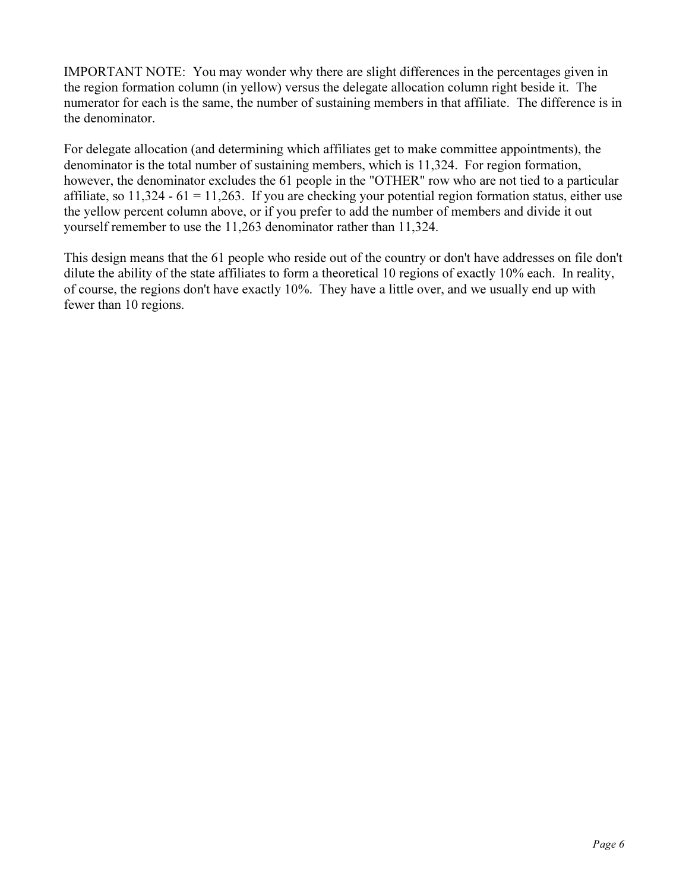IMPORTANT NOTE: You may wonder why there are slight differences in the percentages given in the region formation column (in yellow) versus the delegate allocation column right beside it. The numerator for each is the same, the number of sustaining members in that affiliate. The difference is in the denominator.

For delegate allocation (and determining which affiliates get to make committee appointments), the denominator is the total number of sustaining members, which is 11,324. For region formation, however, the denominator excludes the 61 people in the "OTHER" row who are not tied to a particular affiliate, so 11,324 - 61 = 11,263. If you are checking your potential region formation status, either use the yellow percent column above, or if you prefer to add the number of members and divide it out yourself remember to use the 11,263 denominator rather than 11,324.

This design means that the 61 people who reside out of the country or don't have addresses on file don't dilute the ability of the state affiliates to form a theoretical 10 regions of exactly 10% each. In reality, of course, the regions don't have exactly 10%. They have a little over, and we usually end up with fewer than 10 regions.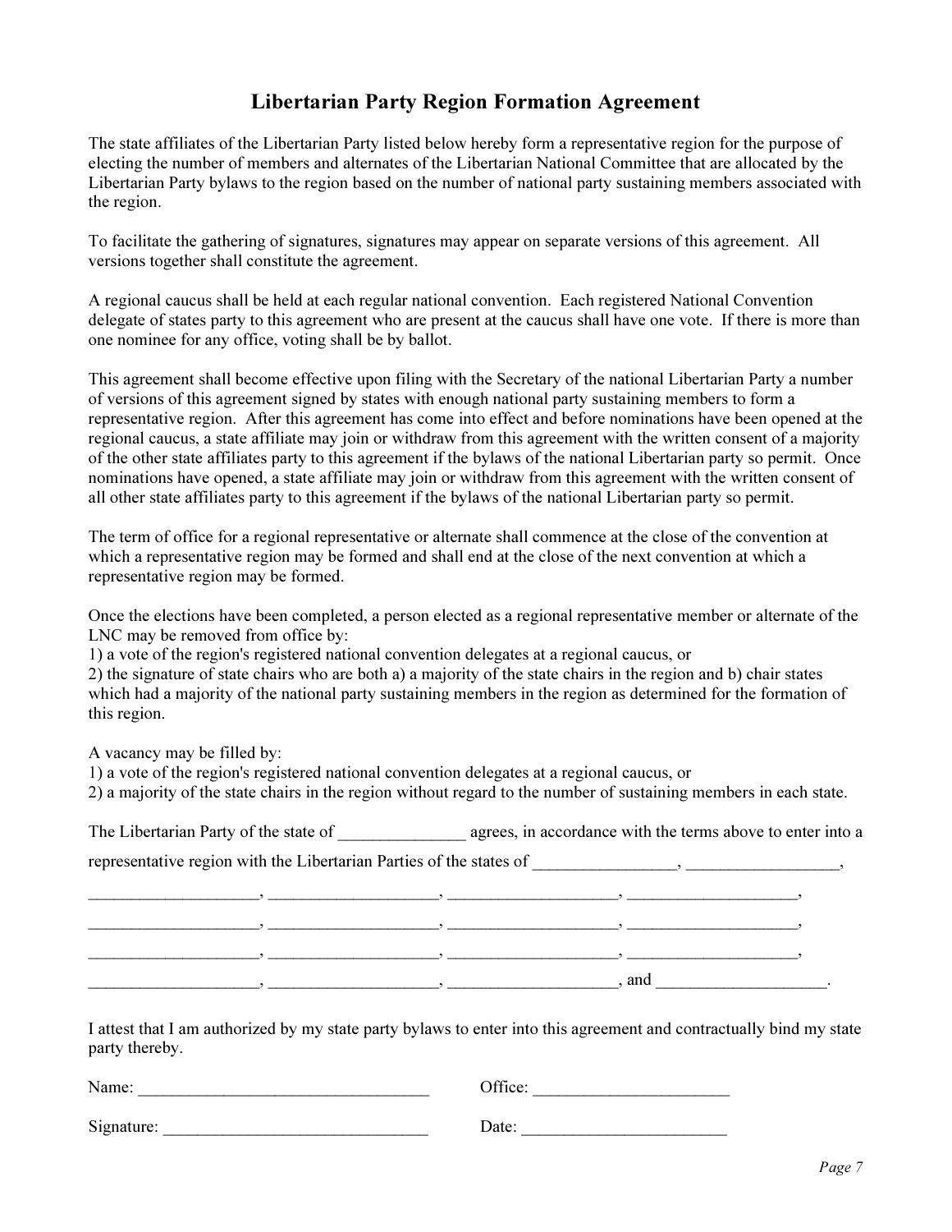## Libertarian Party Region Formation Agreement

The state affiliates of the Libertarian Party listed below hereby form a representative region for the purpose of electing the number of members and alternates of the Libertarian National Committee that are allocated by the Libertarian Party bylaws to the region based on the number of national party sustaining members associated with the region.

To facilitate the gathering of signatures, signatures may appear on separate versions of this agreement. All versions together shall constitute the agreement.

A regional caucus shall be held at each regular national convention. Each registered National Convention delegate of states party to this agreement who are present at the caucus shall have one vote. If there is more than one nominee for any office, voting shall be by ballot.

This agreement shall become effective upon filing with the Secretary of the national Libertarian Party a number of versions of this agreement signed by states with enough national party sustaining members to form a representative region. After this agreement has come into effect and before nominations have been opened at the regional caucus, a state affiliate may join or withdraw from this agreement with the written consent of a majority of the other state affiliates party to this agreement if the bylaws of the national Libertarian party so permit. Once nominations have opened, a state affiliate may join or withdraw from this agreement with the written consent of all other state affiliates party to this agreement if the bylaws of the national Libertarian party so permit.

The term of office for a regional representative or alternate shall commence at the close of the convention at which a representative region may be formed and shall end at the close of the next convention at which a representative region may be formed.

Once the elections have been completed, a person elected as a regional representative member or alternate of the LNC may be removed from office by:
1) a vote of the region's registered national convention delegates at a regional caucus, or
2) the signature of state chairs who are both a) a majority of the state chairs in the region and b) chair states which had a majority of the national party sustaining members in the region as determined for the formation of this region.

A vacancy may be filled by:
1) a vote of the region's registered national convention delegates at a regional caucus, or
2) a majority of the state chairs in the region without regard to the number of sustaining members in each state.

The Libertarian Party of the state of _______________ agrees, in accordance with the terms above to enter into a representative region with the Libertarian Parties of the states of _________________, __________________,

_____________________, _____________________, _____________________, _____________________,

_____________________, _____________________, _____________________, _____________________,

_____________________, _____________________, _____________________, _____________________,

_____________________, _____________________, _____________________, and _____________________.

I attest that I am authorized by my state party bylaws to enter into this agreement and contractually bind my state party thereby.

Name: ___________________________________ Office: _______________________

Signature: ________________________________ Date: _________________________